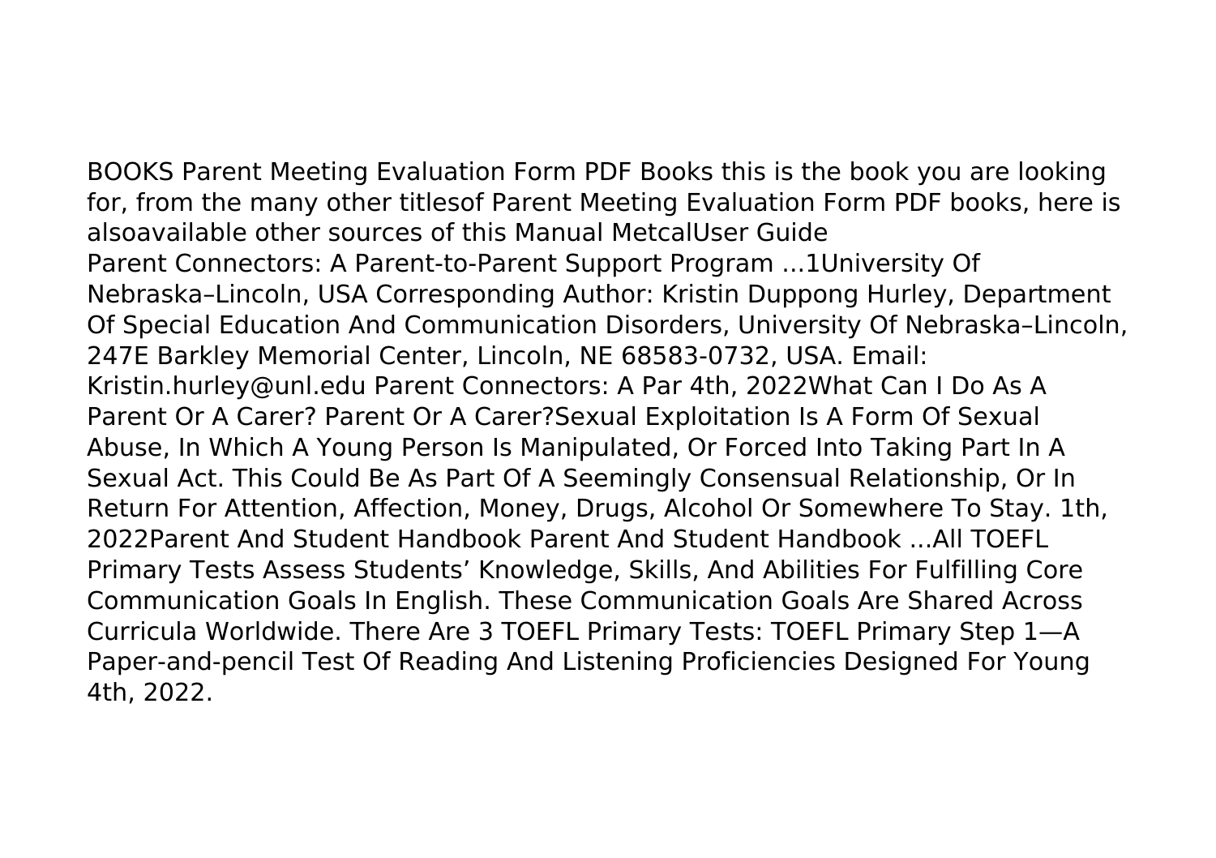BOOKS Parent Meeting Evaluation Form PDF Books this is the book you are looking for, from the many other titlesof Parent Meeting Evaluation Form PDF books, here is alsoavailable other sources of this Manual MetcalUser Guide

Parent Connectors: A Parent-to-Parent Support Program ...1University Of Nebraska–Lincoln, USA Corresponding Author: Kristin Duppong Hurley, Department Of Special Education And Communication Disorders, University Of Nebraska–Lincoln, 247E Barkley Memorial Center, Lincoln, NE 68583-0732, USA. Email: Kristin.hurley@unl.edu Parent Connectors: A Par 4th, 2022What Can I Do As A Parent Or A Carer? Parent Or A Carer?Sexual Exploitation Is A Form Of Sexual Abuse, In Which A Young Person Is Manipulated, Or Forced Into Taking Part In A Sexual Act. This Could Be As Part Of A Seemingly Consensual Relationship, Or In Return For Attention, Affection, Money, Drugs, Alcohol Or Somewhere To Stay. 1th, 2022Parent And Student Handbook Parent And Student Handbook ...All TOEFL Primary Tests Assess Students' Knowledge, Skills, And Abilities For Fulfilling Core Communication Goals In English. These Communication Goals Are Shared Across Curricula Worldwide. There Are 3 TOEFL Primary Tests: TOEFL Primary Step 1—A Paper-and-pencil Test Of Reading And Listening Proficiencies Designed For Young 4th, 2022.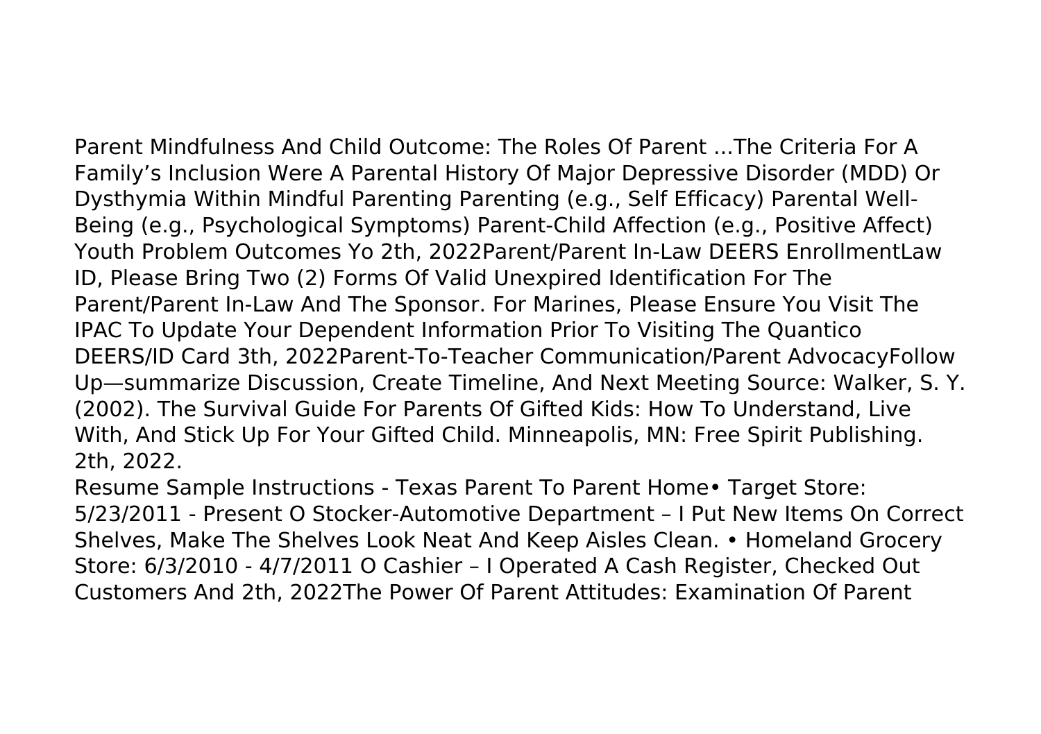Parent Mindfulness And Child Outcome: The Roles Of Parent ...The Criteria For A Family's Inclusion Were A Parental History Of Major Depressive Disorder (MDD) Or Dysthymia Within Mindful Parenting Parenting (e.g., Self Efficacy) Parental Well-Being (e.g., Psychological Symptoms) Parent-Child Affection (e.g., Positive Affect) Youth Problem Outcomes Yo 2th, 2022Parent/Parent In-Law DEERS EnrollmentLaw ID, Please Bring Two (2) Forms Of Valid Unexpired Identification For The Parent/Parent In-Law And The Sponsor. For Marines, Please Ensure You Visit The IPAC To Update Your Dependent Information Prior To Visiting The Quantico DEERS/ID Card 3th, 2022Parent-To-Teacher Communication/Parent AdvocacyFollow Up—summarize Discussion, Create Timeline, And Next Meeting Source: Walker, S. Y. (2002). The Survival Guide For Parents Of Gifted Kids: How To Understand, Live With, And Stick Up For Your Gifted Child. Minneapolis, MN: Free Spirit Publishing. 2th, 2022.

Resume Sample Instructions - Texas Parent To Parent Home• Target Store: 5/23/2011 - Present O Stocker-Automotive Department – I Put New Items On Correct Shelves, Make The Shelves Look Neat And Keep Aisles Clean. • Homeland Grocery Store: 6/3/2010 - 4/7/2011 O Cashier – I Operated A Cash Register, Checked Out Customers And 2th, 2022The Power Of Parent Attitudes: Examination Of Parent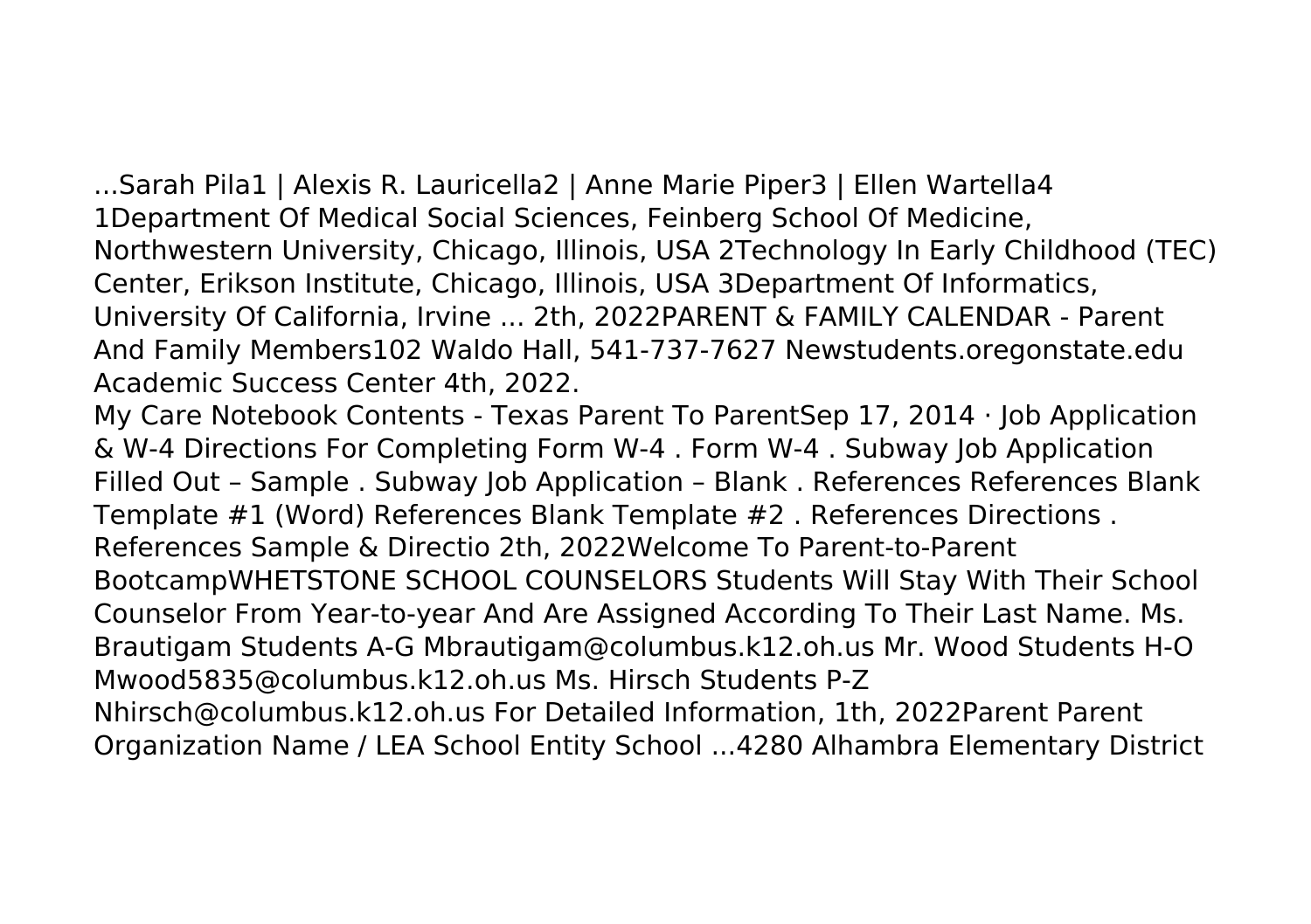...Sarah Pila1 | Alexis R. Lauricella2 | Anne Marie Piper3 | Ellen Wartella4 1Department Of Medical Social Sciences, Feinberg School Of Medicine, Northwestern University, Chicago, Illinois, USA 2Technology In Early Childhood (TEC) Center, Erikson Institute, Chicago, Illinois, USA 3Department Of Informatics, University Of California, Irvine ... 2th, 2022PARENT & FAMILY CALENDAR - Parent And Family Members102 Waldo Hall, 541-737-7627 Newstudents.oregonstate.edu Academic Success Center 4th, 2022.

My Care Notebook Contents - Texas Parent To ParentSep 17, 2014 · Job Application & W-4 Directions For Completing Form W-4 . Form W-4 . Subway Job Application Filled Out – Sample . Subway Job Application – Blank . References References Blank Template #1 (Word) References Blank Template #2 . References Directions . References Sample & Directio 2th, 2022Welcome To Parent-to-Parent BootcampWHETSTONE SCHOOL COUNSELORS Students Will Stay With Their School Counselor From Year-to-year And Are Assigned According To Their Last Name. Ms. Brautigam Students A-G Mbrautigam@columbus.k12.oh.us Mr. Wood Students H-O Mwood5835@columbus.k12.oh.us Ms. Hirsch Students P-Z Nhirsch@columbus.k12.oh.us For Detailed Information, 1th, 2022Parent Parent Organization Name / LEA School Entity School ...4280 Alhambra Elementary District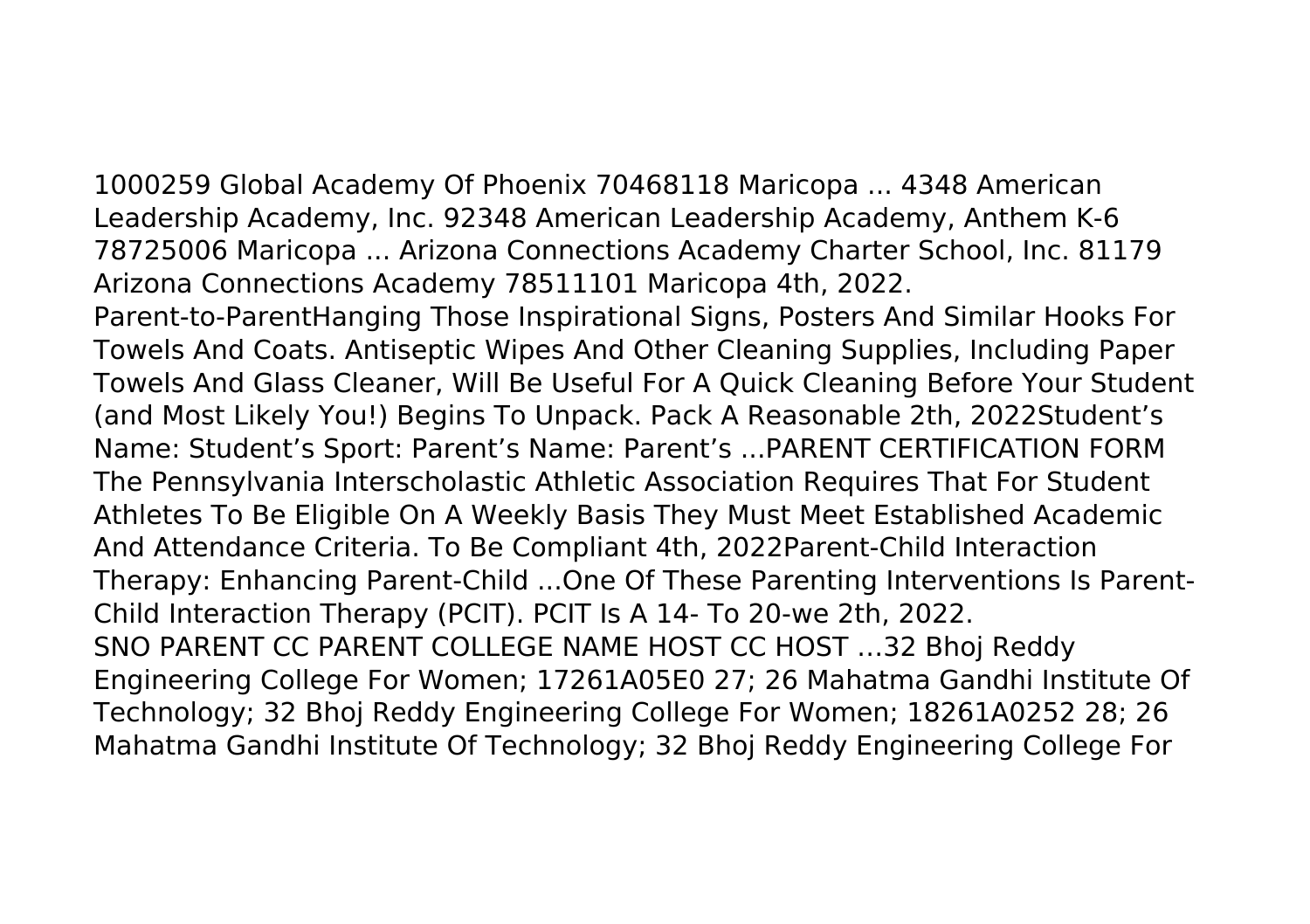1000259 Global Academy Of Phoenix 70468118 Maricopa ... 4348 American Leadership Academy, Inc. 92348 American Leadership Academy, Anthem K-6 78725006 Maricopa ... Arizona Connections Academy Charter School, Inc. 81179 Arizona Connections Academy 78511101 Maricopa 4th, 2022.

Parent-to-ParentHanging Those Inspirational Signs, Posters And Similar Hooks For Towels And Coats. Antiseptic Wipes And Other Cleaning Supplies, Including Paper Towels And Glass Cleaner, Will Be Useful For A Quick Cleaning Before Your Student (and Most Likely You!) Begins To Unpack. Pack A Reasonable 2th, 2022Student's Name: Student's Sport: Parent's Name: Parent's ...PARENT CERTIFICATION FORM The Pennsylvania Interscholastic Athletic Association Requires That For Student Athletes To Be Eligible On A Weekly Basis They Must Meet Established Academic And Attendance Criteria. To Be Compliant 4th, 2022Parent-Child Interaction Therapy: Enhancing Parent-Child ...One Of These Parenting Interventions Is Parent-Child Interaction Therapy (PCIT). PCIT Is A 14- To 20-we 2th, 2022.

SNO PARENT CC PARENT COLLEGE NAME HOST CC HOST …32 Bhoj Reddy Engineering College For Women; 17261A05E0 27; 26 Mahatma Gandhi Institute Of Technology; 32 Bhoj Reddy Engineering College For Women; 18261A0252 28; 26 Mahatma Gandhi Institute Of Technology; 32 Bhoj Reddy Engineering College For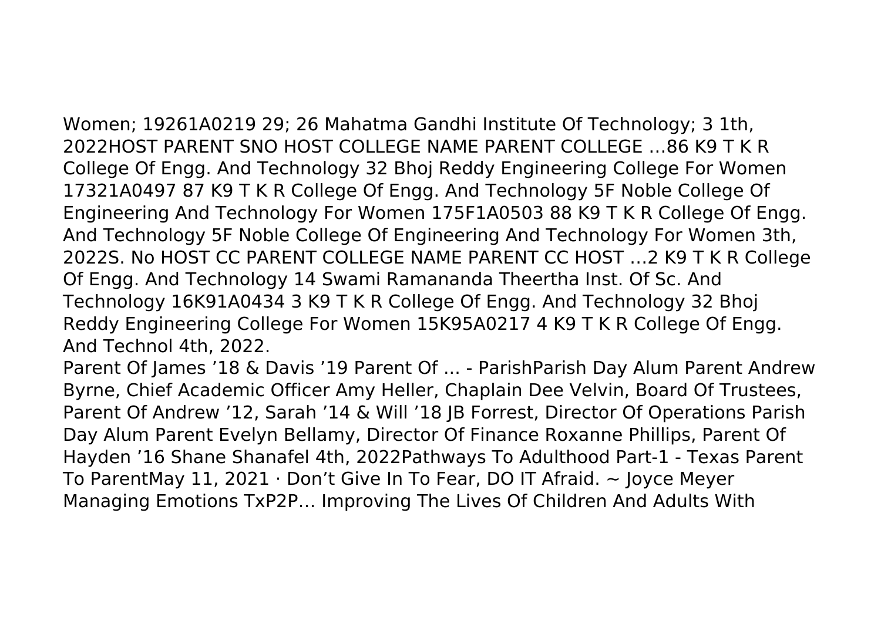Women; 19261A0219 29; 26 Mahatma Gandhi Institute Of Technology; 3 1th, 2022HOST PARENT SNO HOST COLLEGE NAME PARENT COLLEGE …86 K9 T K R College Of Engg. And Technology 32 Bhoj Reddy Engineering College For Women 17321A0497 87 K9 T K R College Of Engg. And Technology 5F Noble College Of Engineering And Technology For Women 175F1A0503 88 K9 T K R College Of Engg. And Technology 5F Noble College Of Engineering And Technology For Women 3th, 2022S. No HOST CC PARENT COLLEGE NAME PARENT CC HOST …2 K9 T K R College Of Engg. And Technology 14 Swami Ramananda Theertha Inst. Of Sc. And Technology 16K91A0434 3 K9 T K R College Of Engg. And Technology 32 Bhoj Reddy Engineering College For Women 15K95A0217 4 K9 T K R College Of Engg. And Technol 4th, 2022.

Parent Of James ’18 & Davis ’19 Parent Of ... - ParishParish Day Alum Parent Andrew Byrne, Chief Academic Officer Amy Heller, Chaplain Dee Velvin, Board Of Trustees, Parent Of Andrew ’12, Sarah ’14 & Will ’18 JB Forrest, Director Of Operations Parish Day Alum Parent Evelyn Bellamy, Director Of Finance Roxanne Phillips, Parent Of Hayden ’16 Shane Shanafel 4th, 2022Pathways To Adulthood Part-1 - Texas Parent To ParentMay 11, 2021 · Don’t Give In To Fear, DO IT Afraid. ~ Joyce Meyer Managing Emotions TxP2P… Improving The Lives Of Children And Adults With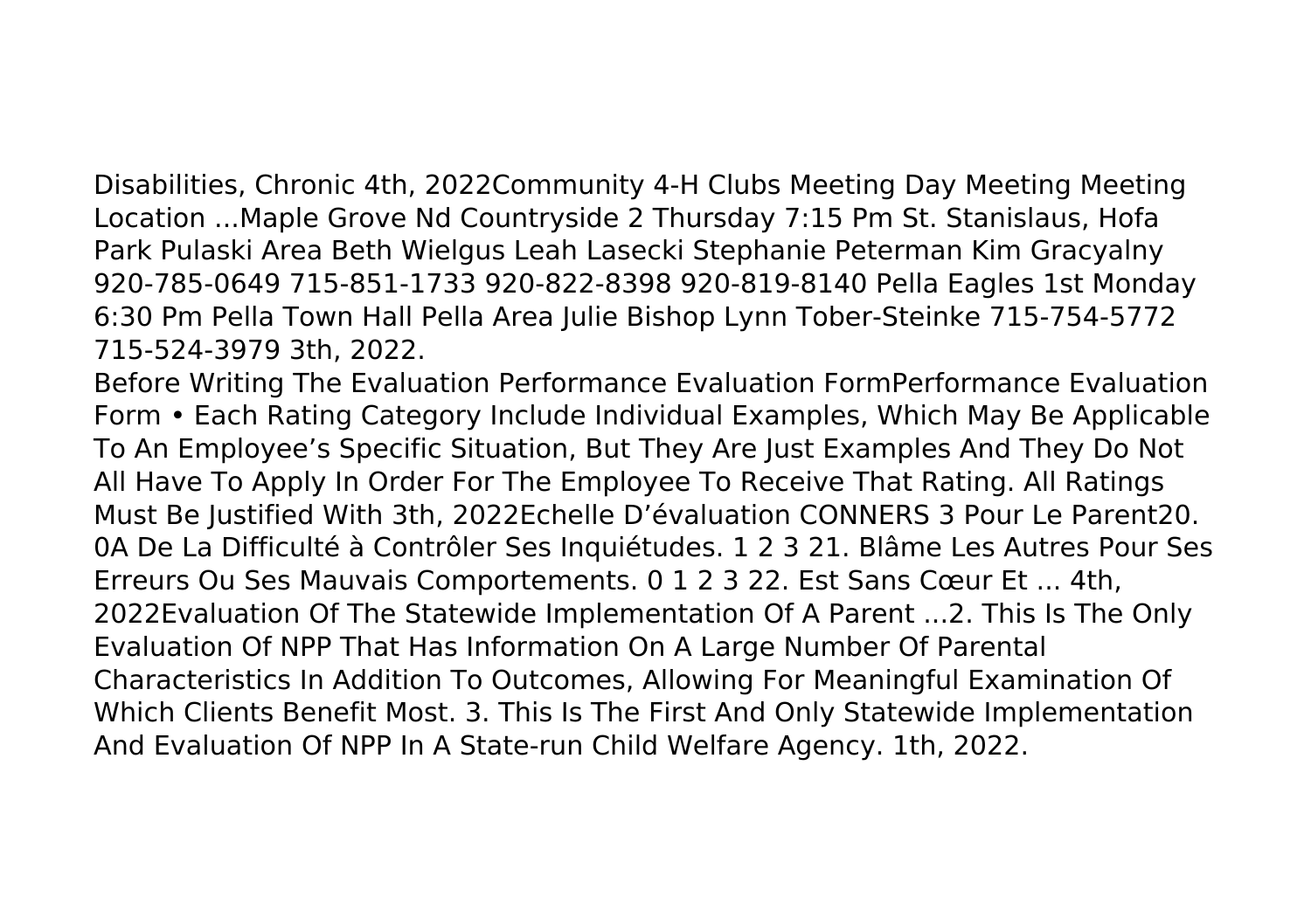Disabilities, Chronic 4th, 2022Community 4-H Clubs Meeting Day Meeting Meeting Location ...Maple Grove Nd Countryside 2 Thursday 7:15 Pm St. Stanislaus, Hofa Park Pulaski Area Beth Wielgus Leah Lasecki Stephanie Peterman Kim Gracyalny 920-785-0649 715-851-1733 920-822-8398 920-819-8140 Pella Eagles 1st Monday 6:30 Pm Pella Town Hall Pella Area Julie Bishop Lynn Tober-Steinke 715-754-5772 715-524-3979 3th, 2022.

Before Writing The Evaluation Performance Evaluation FormPerformance Evaluation Form • Each Rating Category Include Individual Examples, Which May Be Applicable To An Employee's Specific Situation, But They Are Just Examples And They Do Not All Have To Apply In Order For The Employee To Receive That Rating. All Ratings Must Be Justified With 3th, 2022Echelle D'évaluation CONNERS 3 Pour Le Parent20. 0A De La Difficulté à Contrôler Ses Inquiétudes. 1 2 3 21. Blâme Les Autres Pour Ses Erreurs Ou Ses Mauvais Comportements. 0 1 2 3 22. Est Sans Cœur Et ... 4th, 2022Evaluation Of The Statewide Implementation Of A Parent ...2. This Is The Only Evaluation Of NPP That Has Information On A Large Number Of Parental Characteristics In Addition To Outcomes, Allowing For Meaningful Examination Of Which Clients Benefit Most. 3. This Is The First And Only Statewide Implementation And Evaluation Of NPP In A State-run Child Welfare Agency. 1th, 2022.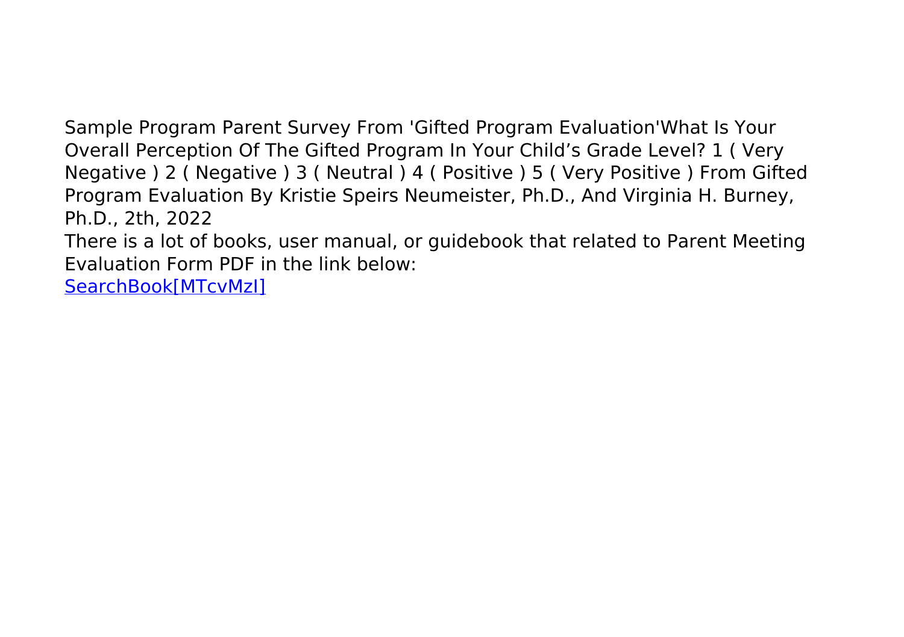Sample Program Parent Survey From 'Gifted Program Evaluation'What Is Your Overall Perception Of The Gifted Program In Your Child's Grade Level? 1 ( Very Negative ) 2 ( Negative ) 3 ( Neutral ) 4 ( Positive ) 5 ( Very Positive ) From Gifted Program Evaluation By Kristie Speirs Neumeister, Ph.D., And Virginia H. Burney, Ph.D., 2th, 2022

There is a lot of books, user manual, or guidebook that related to Parent Meeting Evaluation Form PDF in the link below:

[SearchBook[MTcvMzI]]